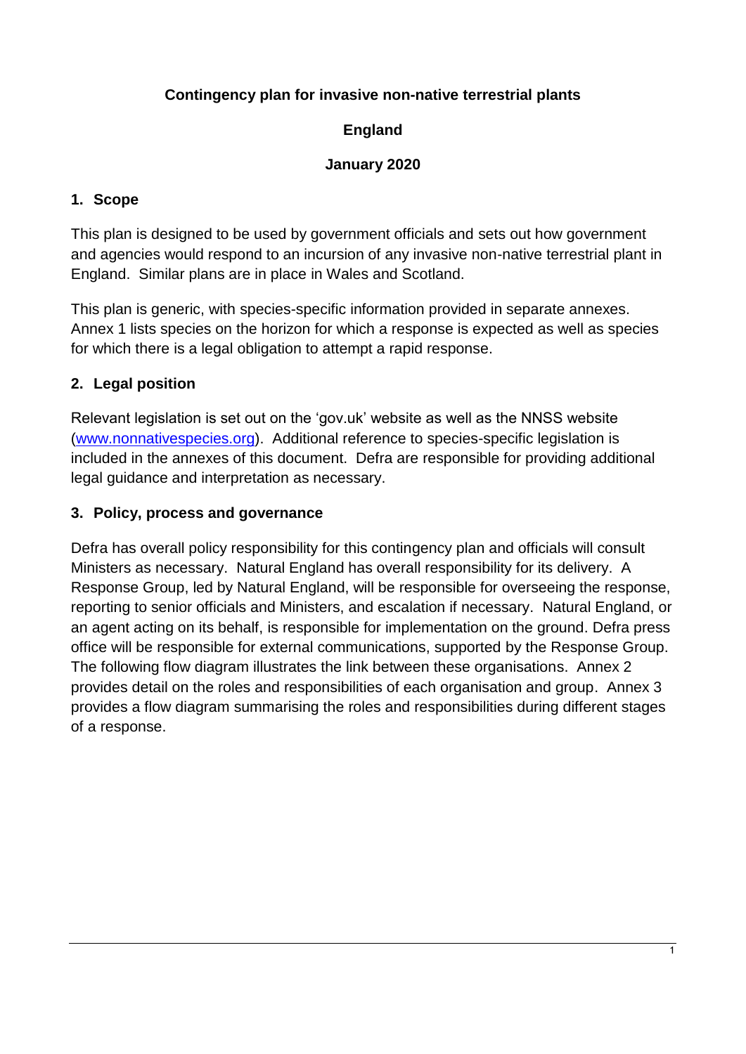# Contingency plan for invasive non-native terrestrial plants

**England**

**January 2020**

## 1. Scope

This plan is designed to be used by government officials and sets out how government and agencies would respond to an incursion of any invasive non-native terrestrial plant in England. Similar plans are in place in Wales and Scotland.

This plan is generic, with species-specific information provided in separate annexes. Annex 1 lists species on the horizon for which a response is expected as well as species for which there is a legal obligation to attempt a rapid response.

## 2. Legal position

Relevant legislation is set out on the 'gov.uk' website as well as the NNSS website ([www.nonnativespecies.org](http://www.nonnativespecies.org)). Additional reference to species-specific legislation is included in the annexes of this document. Defra are responsible for providing additional legal guidance and interpretation as necessary.

## 3. Policy, process and governance

Defra has overall policy responsibility for this contingency plan and officials will consult Ministers as necessary. Natural England has overall responsibility for its delivery. A Response Group, led by Natural England, will be responsible for overseeing the response, reporting to senior officials and Ministers, and escalation if necessary. Natural England, or an agent acting on its behalf, is responsible for implementation on the ground. Defra press office will be responsible for external communications, supported by the Response Group. The following flow diagram illustrates the link between these organisations. Annex 2 provides detail on the roles and responsibilities of each organisation and group. Annex 3 provides a flow diagram summarising the roles and responsibilities during different stages of a response.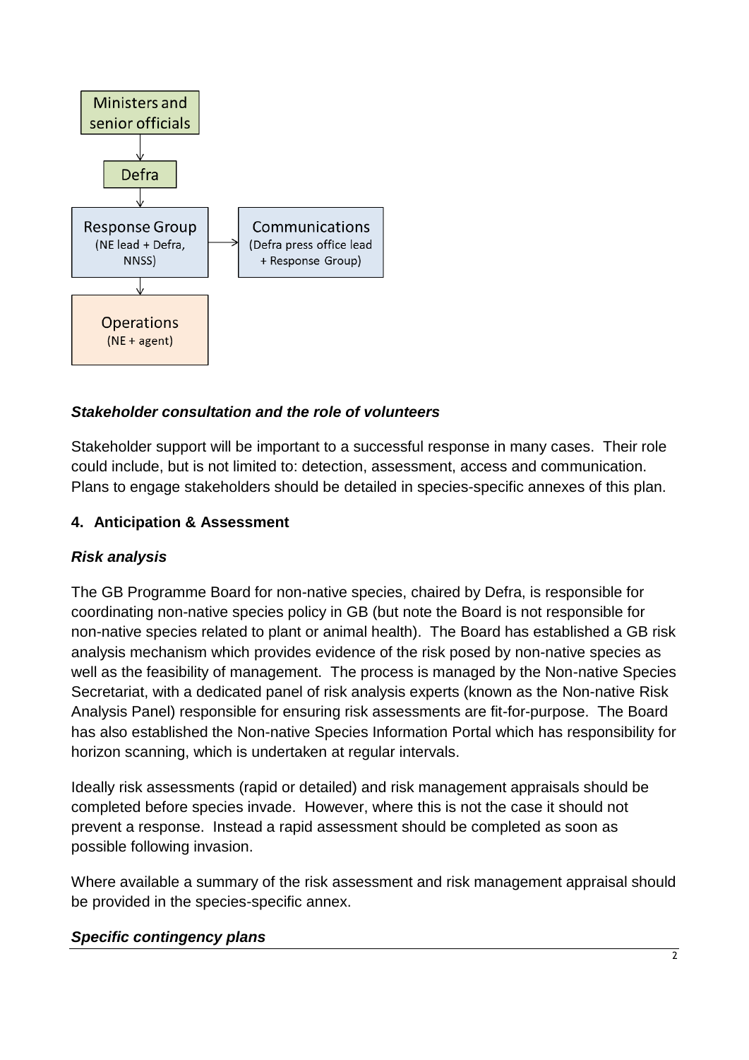Ministers and senior officials

↓

Defra

↓

Response Group (NE lead + Defra, NNSS) → Communications (Defra press office lead + Response Group)

↓

Operations (NE + agent)

### *Stakeholder consultation and the role of volunteers*

Stakeholder support will be important to a successful response in many cases. Their role could include, but is not limited to: detection, assessment, access and communication. Plans to engage stakeholders should be detailed in species-specific annexes of this plan.

## 4. Anticipation & Assessment

### *Risk analysis*

The GB Programme Board for non-native species, chaired by Defra, is responsible for coordinating non-native species policy in GB (but note the Board is not responsible for non-native species related to plant or animal health). The Board has established a GB risk analysis mechanism which provides evidence of the risk posed by non-native species as well as the feasibility of management. The process is managed by the Non-native Species Secretariat, with a dedicated panel of risk analysis experts (known as the Non-native Risk Analysis Panel) responsible for ensuring risk assessments are fit-for-purpose. The Board has also established the Non-native Species Information Portal which has responsibility for horizon scanning, which is undertaken at regular intervals.

Ideally risk assessments (rapid or detailed) and risk management appraisals should be completed before species invade. However, where this is not the case it should not prevent a response. Instead a rapid assessment should be completed as soon as possible following invasion.

Where available a summary of the risk assessment and risk management appraisal should be provided in the species-specific annex.

### *Specific contingency plans*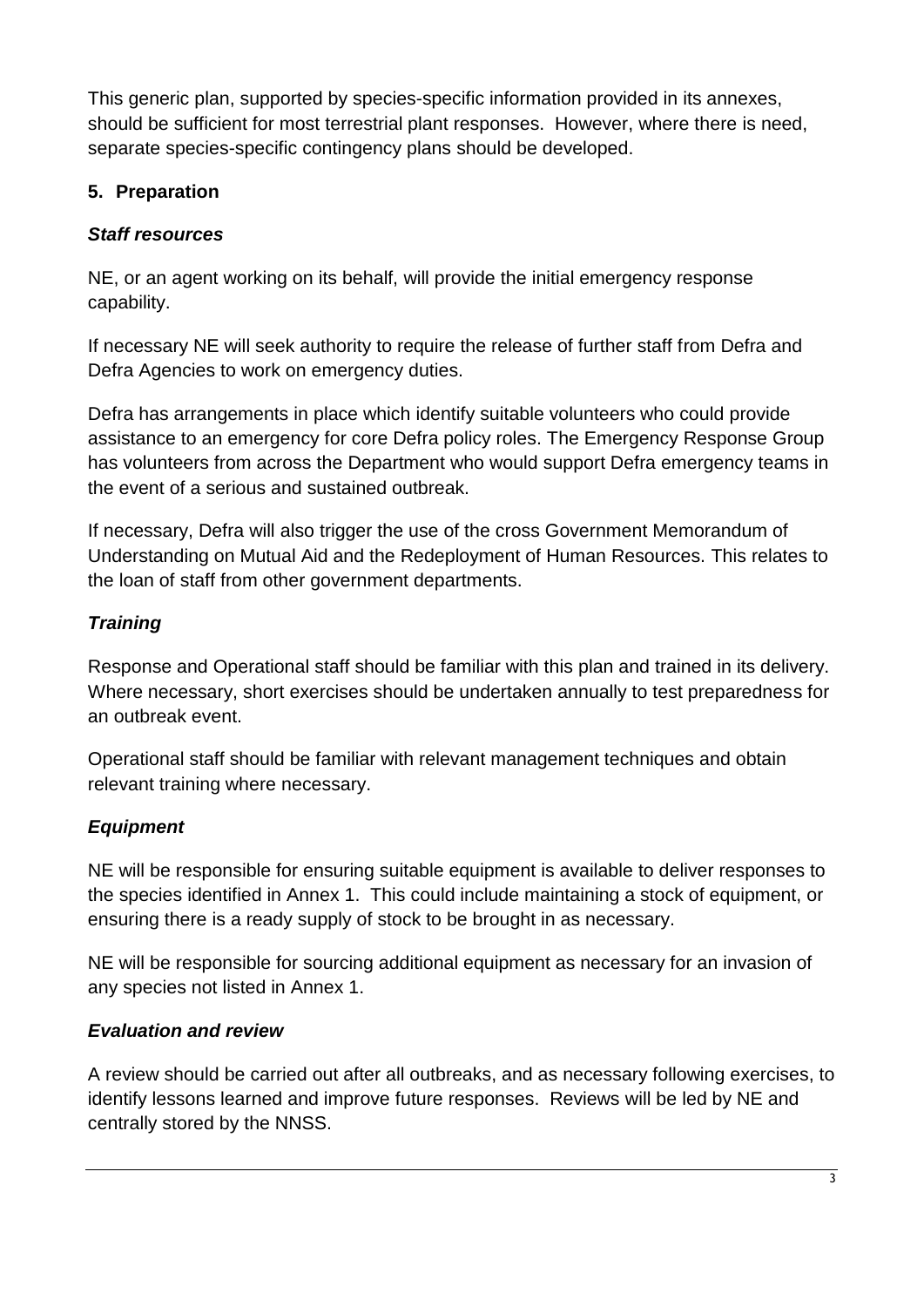This generic plan, supported by species-specific information provided in its annexes, should be sufficient for most terrestrial plant responses. However, where there is need, separate species-specific contingency plans should be developed.

## 5. Preparation

### *Staff resources*

NE, or an agent working on its behalf, will provide the initial emergency response capability.

If necessary NE will seek authority to require the release of further staff from Defra and Defra Agencies to work on emergency duties.

Defra has arrangements in place which identify suitable volunteers who could provide assistance to an emergency for core Defra policy roles. The Emergency Response Group has volunteers from across the Department who would support Defra emergency teams in the event of a serious and sustained outbreak.

If necessary, Defra will also trigger the use of the cross Government Memorandum of Understanding on Mutual Aid and the Redeployment of Human Resources. This relates to the loan of staff from other government departments.

### *Training*

Response and Operational staff should be familiar with this plan and trained in its delivery. Where necessary, short exercises should be undertaken annually to test preparedness for an outbreak event.

Operational staff should be familiar with relevant management techniques and obtain relevant training where necessary.

### *Equipment*

NE will be responsible for ensuring suitable equipment is available to deliver responses to the species identified in Annex 1. This could include maintaining a stock of equipment, or ensuring there is a ready supply of stock to be brought in as necessary.

NE will be responsible for sourcing additional equipment as necessary for an invasion of any species not listed in Annex 1.

### *Evaluation and review*

A review should be carried out after all outbreaks, and as necessary following exercises, to identify lessons learned and improve future responses. Reviews will be led by NE and centrally stored by the NNSS.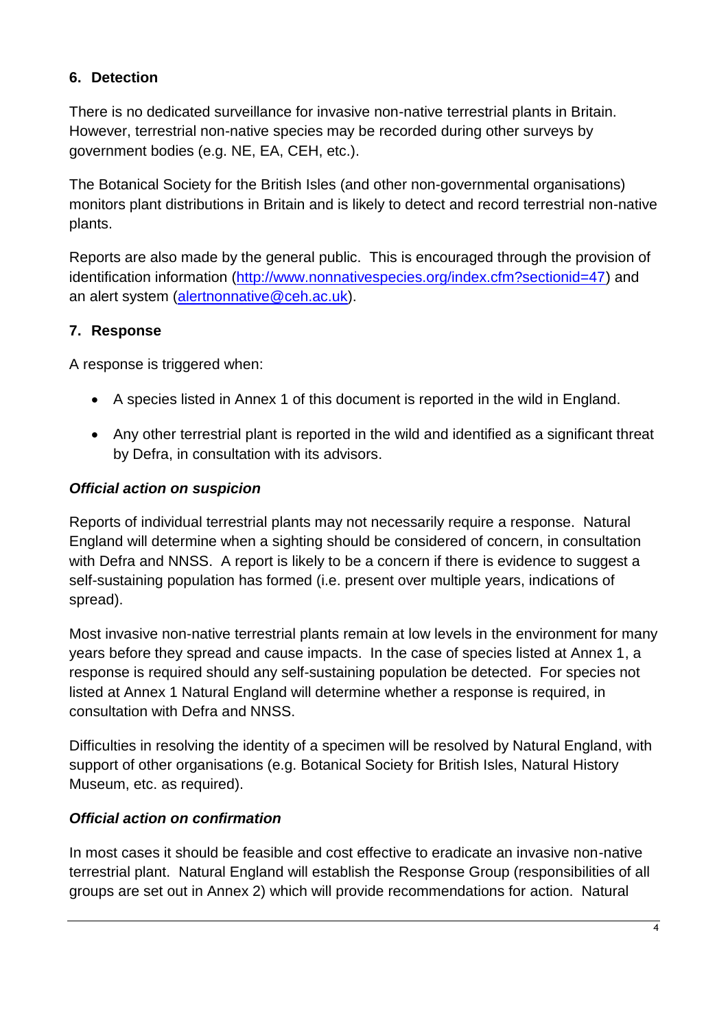## 6. Detection

There is no dedicated surveillance for invasive non-native terrestrial plants in Britain. However, terrestrial non-native species may be recorded during other surveys by government bodies (e.g. NE, EA, CEH, etc.).

The Botanical Society for the British Isles (and other non-governmental organisations) monitors plant distributions in Britain and is likely to detect and record terrestrial non-native plants.

Reports are also made by the general public. This is encouraged through the provision of identification information (http://www.nonnativespecies.org/index.cfm?sectionid=47) and an alert system (alertnonnative@ceh.ac.uk).

## 7. Response

A response is triggered when:

- A species listed in Annex 1 of this document is reported in the wild in England.
- Any other terrestrial plant is reported in the wild and identified as a significant threat by Defra, in consultation with its advisors.

***Official action on suspicion***

Reports of individual terrestrial plants may not necessarily require a response. Natural England will determine when a sighting should be considered of concern, in consultation with Defra and NNSS. A report is likely to be a concern if there is evidence to suggest a self-sustaining population has formed (i.e. present over multiple years, indications of spread).

Most invasive non-native terrestrial plants remain at low levels in the environment for many years before they spread and cause impacts. In the case of species listed at Annex 1, a response is required should any self-sustaining population be detected. For species not listed at Annex 1 Natural England will determine whether a response is required, in consultation with Defra and NNSS.

Difficulties in resolving the identity of a specimen will be resolved by Natural England, with support of other organisations (e.g. Botanical Society for British Isles, Natural History Museum, etc. as required).

***Official action on confirmation***

In most cases it should be feasible and cost effective to eradicate an invasive non-native terrestrial plant. Natural England will establish the Response Group (responsibilities of all groups are set out in Annex 2) which will provide recommendations for action. Natural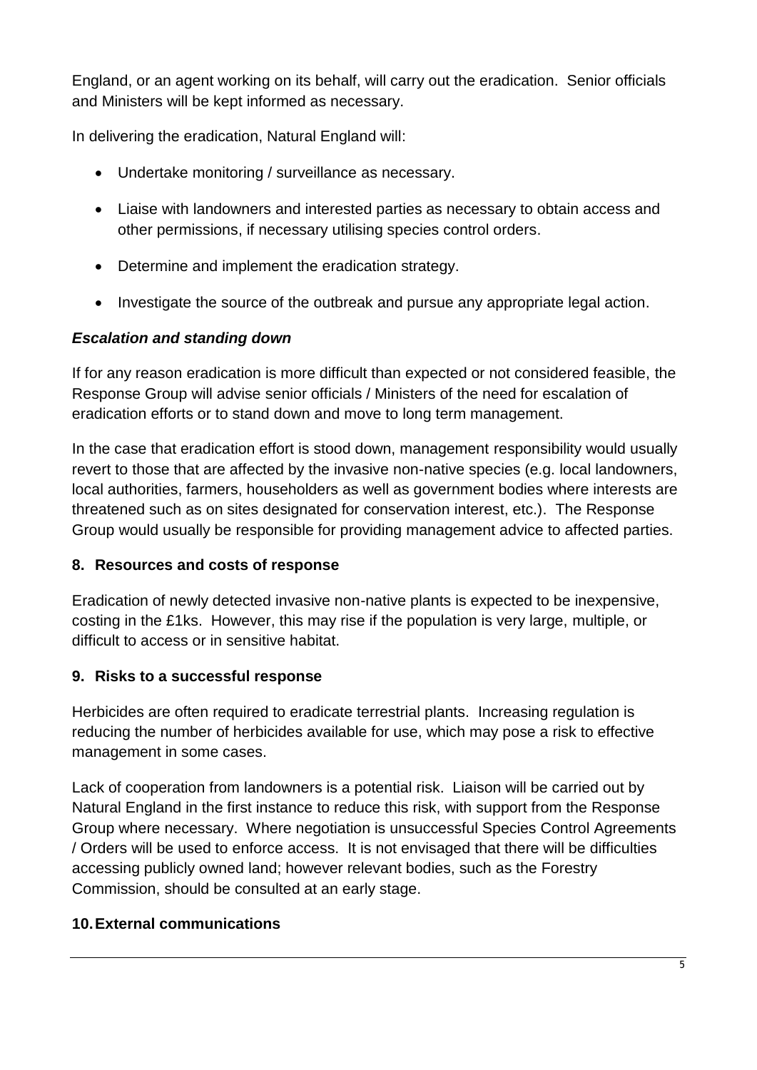England, or an agent working on its behalf, will carry out the eradication. Senior officials and Ministers will be kept informed as necessary.

In delivering the eradication, Natural England will:

- Undertake monitoring / surveillance as necessary.
- Liaise with landowners and interested parties as necessary to obtain access and other permissions, if necessary utilising species control orders.
- Determine and implement the eradication strategy.
- Investigate the source of the outbreak and pursue any appropriate legal action.

### *Escalation and standing down*

If for any reason eradication is more difficult than expected or not considered feasible, the Response Group will advise senior officials / Ministers of the need for escalation of eradication efforts or to stand down and move to long term management.

In the case that eradication effort is stood down, management responsibility would usually revert to those that are affected by the invasive non-native species (e.g. local landowners, local authorities, farmers, householders as well as government bodies where interests are threatened such as on sites designated for conservation interest, etc.). The Response Group would usually be responsible for providing management advice to affected parties.

## 8. Resources and costs of response

Eradication of newly detected invasive non-native plants is expected to be inexpensive, costing in the £1ks. However, this may rise if the population is very large, multiple, or difficult to access or in sensitive habitat.

## 9. Risks to a successful response

Herbicides are often required to eradicate terrestrial plants. Increasing regulation is reducing the number of herbicides available for use, which may pose a risk to effective management in some cases.

Lack of cooperation from landowners is a potential risk. Liaison will be carried out by Natural England in the first instance to reduce this risk, with support from the Response Group where necessary. Where negotiation is unsuccessful Species Control Agreements / Orders will be used to enforce access. It is not envisaged that there will be difficulties accessing publicly owned land; however relevant bodies, such as the Forestry Commission, should be consulted at an early stage.

## 10. External communications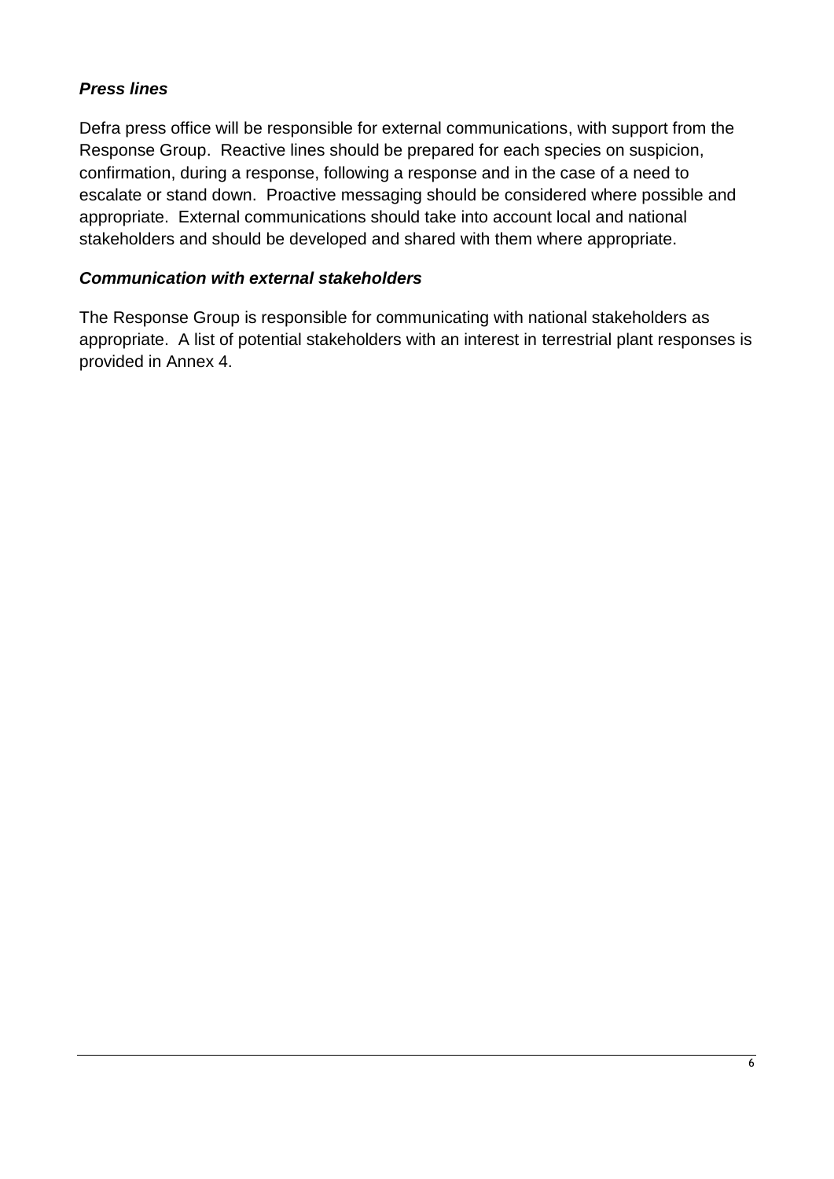***Press lines***

Defra press office will be responsible for external communications, with support from the Response Group. Reactive lines should be prepared for each species on suspicion, confirmation, during a response, following a response and in the case of a need to escalate or stand down. Proactive messaging should be considered where possible and appropriate. External communications should take into account local and national stakeholders and should be developed and shared with them where appropriate.

***Communication with external stakeholders***

The Response Group is responsible for communicating with national stakeholders as appropriate. A list of potential stakeholders with an interest in terrestrial plant responses is provided in Annex 4.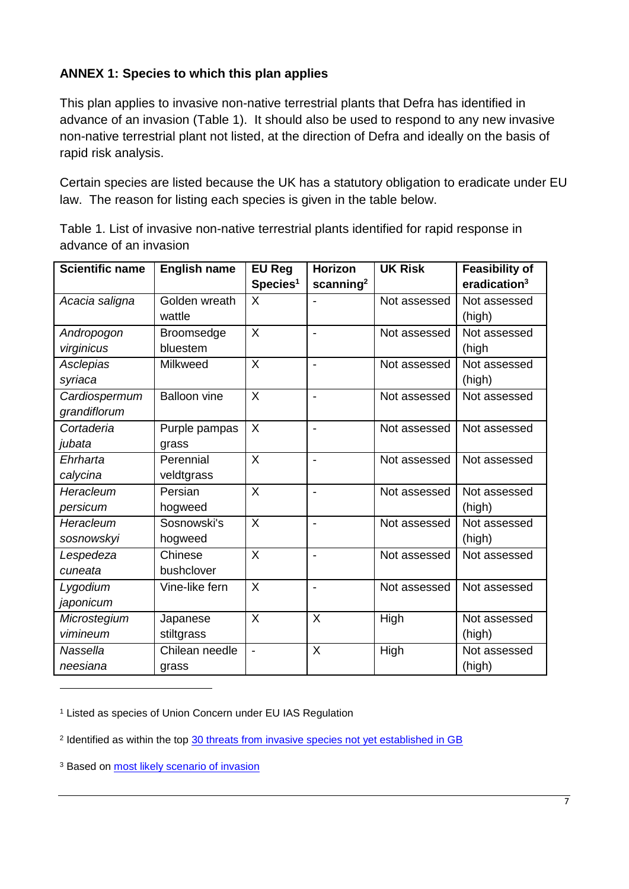### ANNEX 1: Species to which this plan applies

This plan applies to invasive non-native terrestrial plants that Defra has identified in advance of an invasion (Table 1). It should also be used to respond to any new invasive non-native terrestrial plant not listed, at the direction of Defra and ideally on the basis of rapid risk analysis.

Certain species are listed because the UK has a statutory obligation to eradicate under EU law. The reason for listing each species is given in the table below.

Table 1. List of invasive non-native terrestrial plants identified for rapid response in advance of an invasion

| Scientific name | English name | EU Reg Species[1] | Horizon scanning[2] | UK Risk | Feasibility of eradication[3] |
|---|---|---|---|---|---|
| *Acacia saligna* | Golden wreath wattle | X | - | Not assessed | Not assessed (high) |
| *Andropogon virginicus* | Broomsedge bluestem | X | - | Not assessed | Not assessed (high |
| *Asclepias syriaca* | Milkweed | X | - | Not assessed | Not assessed (high) |
| *Cardiospermum grandiflorum* | Balloon vine | X | - | Not assessed | Not assessed |
| *Cortaderia jubata* | Purple pampas grass | X | - | Not assessed | Not assessed |
| *Ehrharta calycina* | Perennial veldtgrass | X | - | Not assessed | Not assessed |
| *Heracleum persicum* | Persian hogweed | X | - | Not assessed | Not assessed (high) |
| *Heracleum sosnowskyi* | Sosnowski's hogweed | X | - | Not assessed | Not assessed (high) |
| *Lespedeza cuneata* | Chinese bushclover | X | - | Not assessed | Not assessed |
| *Lygodium japonicum* | Vine-like fern | X | - | Not assessed | Not assessed |
| *Microstegium vimineum* | Japanese stiltgrass | X | X | High | Not assessed (high) |
| *Nassella neesiana* | Chilean needle grass | - | X | High | Not assessed (high) |

[1] Listed as species of Union Concern under EU IAS Regulation

[2] Identified as within the top 30 threats from invasive species not yet established in GB

[3] Based on most likely scenario of invasion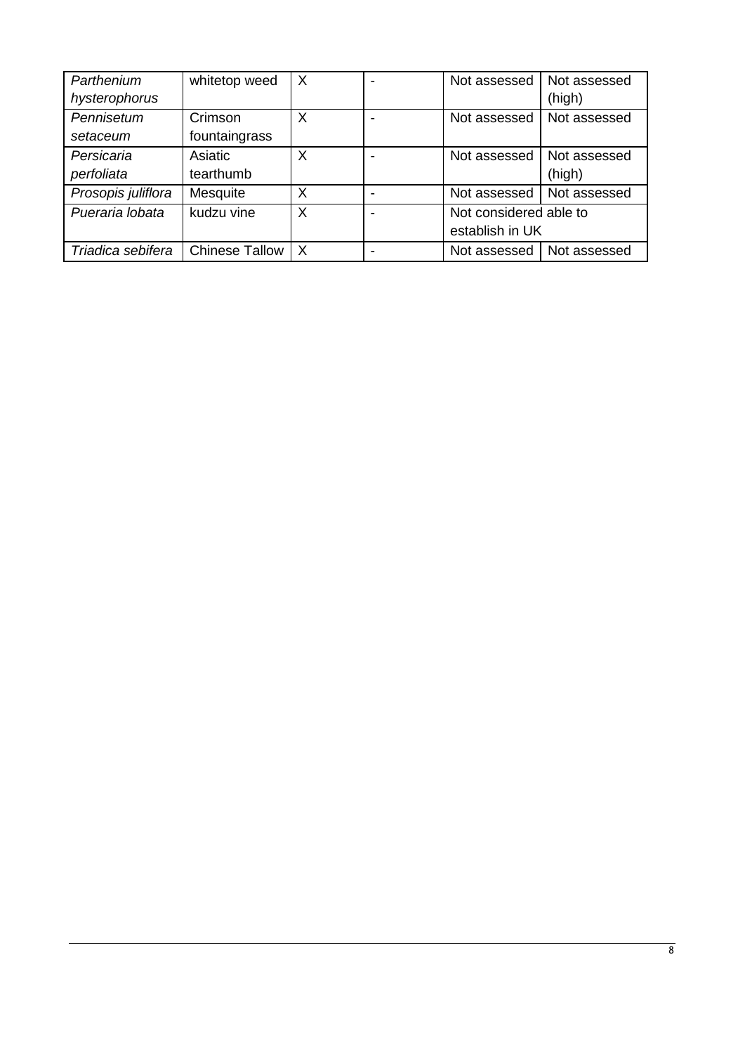| | | | | | |
|---|---|---|---|---|---|
| *Parthenium hysterophorus* | whitetop weed | X | - | Not assessed | Not assessed (high) |
| *Pennisetum setaceum* | Crimson fountaingrass | X | - | Not assessed | Not assessed |
| *Persicaria perfoliata* | Asiatic tearthumb | X | - | Not assessed | Not assessed (high) |
| *Prosopis juliflora* | Mesquite | X | - | Not assessed | Not assessed |
| *Pueraria lobata* | kudzu vine | X | - | Not considered able to establish in UK | |
| *Triadica sebifera* | Chinese Tallow | X | - | Not assessed | Not assessed |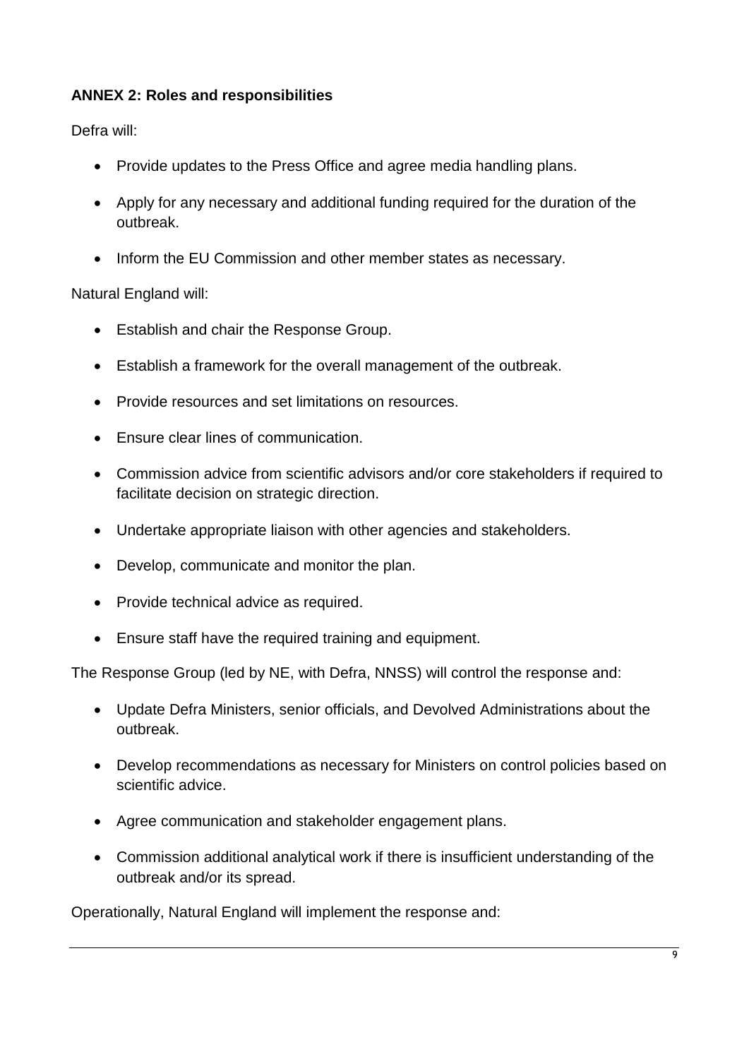## ANNEX 2: Roles and responsibilities

Defra will:

- Provide updates to the Press Office and agree media handling plans.
- Apply for any necessary and additional funding required for the duration of the outbreak.
- Inform the EU Commission and other member states as necessary.

Natural England will:

- Establish and chair the Response Group.
- Establish a framework for the overall management of the outbreak.
- Provide resources and set limitations on resources.
- Ensure clear lines of communication.
- Commission advice from scientific advisors and/or core stakeholders if required to facilitate decision on strategic direction.
- Undertake appropriate liaison with other agencies and stakeholders.
- Develop, communicate and monitor the plan.
- Provide technical advice as required.
- Ensure staff have the required training and equipment.

The Response Group (led by NE, with Defra, NNSS) will control the response and:

- Update Defra Ministers, senior officials, and Devolved Administrations about the outbreak.
- Develop recommendations as necessary for Ministers on control policies based on scientific advice.
- Agree communication and stakeholder engagement plans.
- Commission additional analytical work if there is insufficient understanding of the outbreak and/or its spread.

Operationally, Natural England will implement the response and: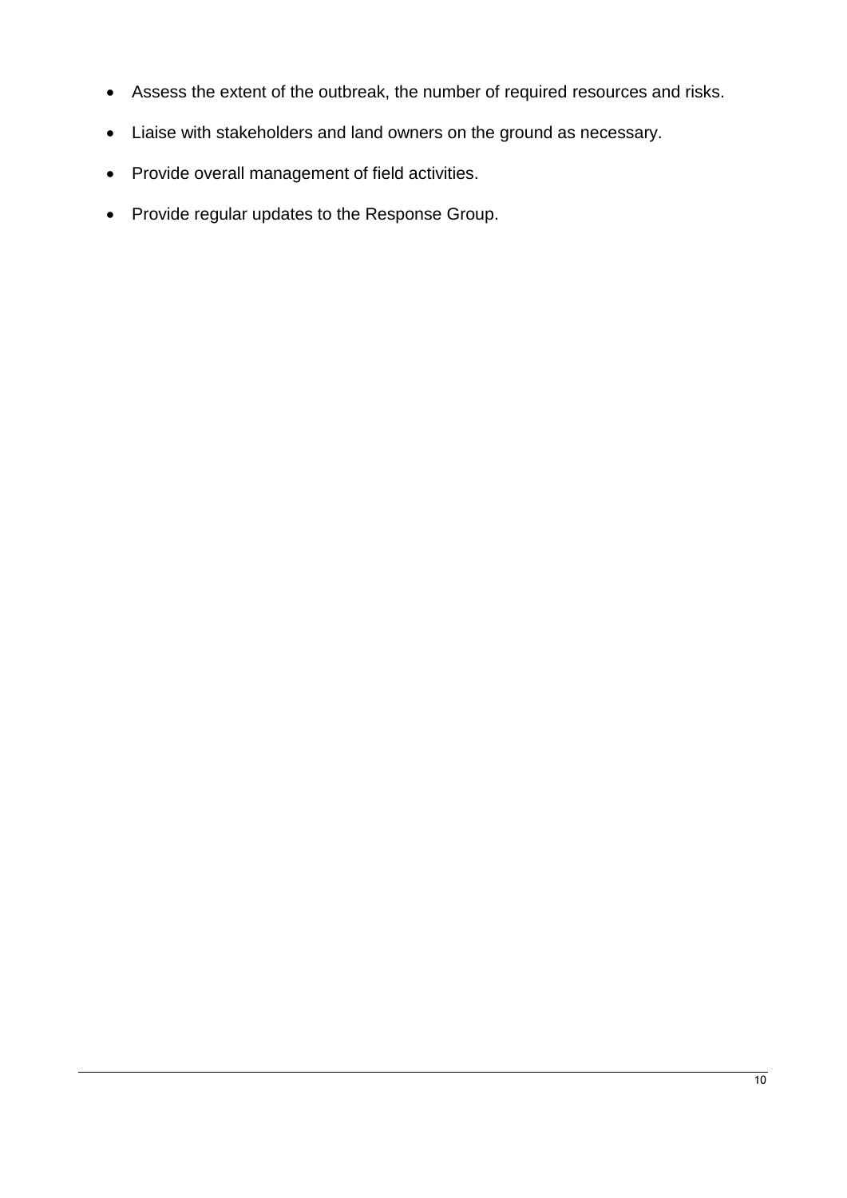- Assess the extent of the outbreak, the number of required resources and risks.
- Liaise with stakeholders and land owners on the ground as necessary.
- Provide overall management of field activities.
- Provide regular updates to the Response Group.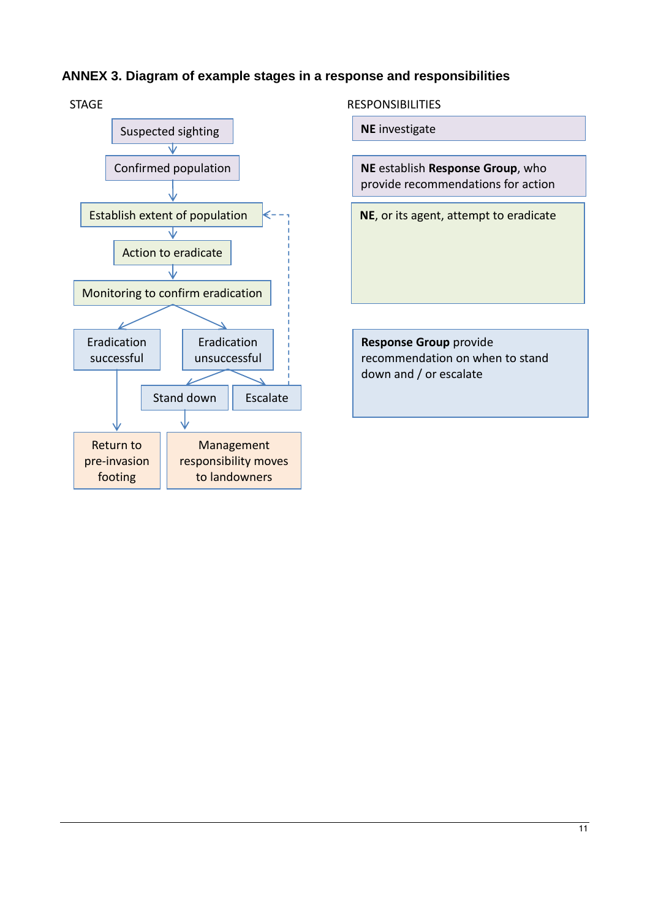### ANNEX 3. Diagram of example stages in a response and responsibilities

| STAGE | RESPONSIBILITIES |
|---|---|
| Suspected sighting | **NE** investigate |
| Confirmed population | **NE** establish **Response Group**, who provide recommendations for action |
| Establish extent of population | **NE**, or its agent, attempt to eradicate |
| Action to eradicate | |
| Monitoring to confirm eradication | |
| Eradication successful / Eradication unsuccessful | **Response Group** provide recommendation on when to stand down and / or escalate |
| Stand down / Escalate | |
| Return to pre-invasion footing / Management responsibility moves to landowners | |

Flow:

- Suspected sighting → Confirmed population → Establish extent of population → Action to eradicate → Monitoring to confirm eradication
- Monitoring to confirm eradication → Eradication successful → Return to pre-invasion footing
- Monitoring to confirm eradication → Eradication unsuccessful → Stand down → Management responsibility moves to landowners
- Eradication unsuccessful → Escalate → (back to) Establish extent of population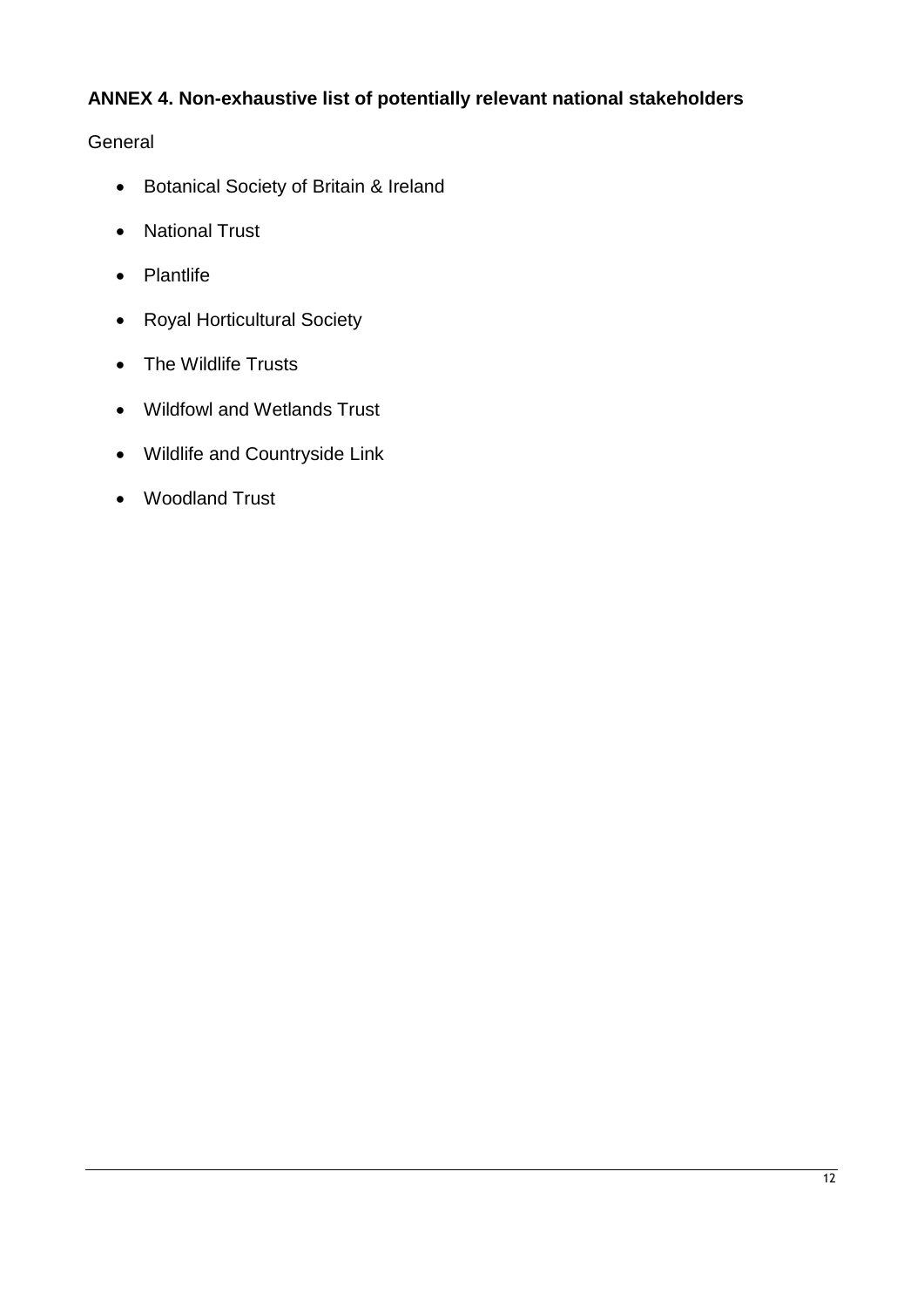**ANNEX 4. Non-exhaustive list of potentially relevant national stakeholders**

General

- Botanical Society of Britain & Ireland
- National Trust
- Plantlife
- Royal Horticultural Society
- The Wildlife Trusts
- Wildfowl and Wetlands Trust
- Wildlife and Countryside Link
- Woodland Trust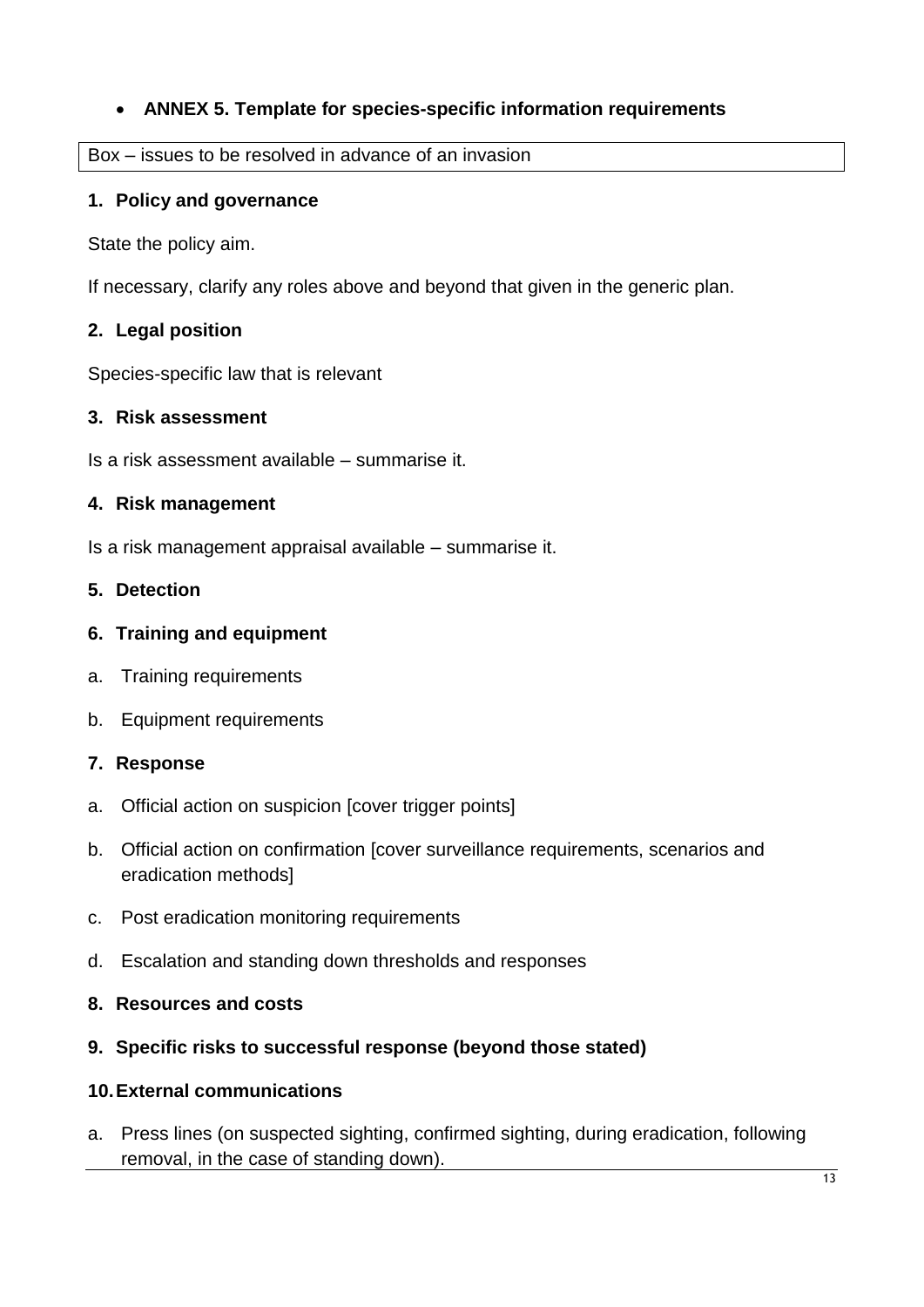- **ANNEX 5. Template for species-specific information requirements**

| Box – issues to be resolved in advance of an invasion |
| --- |

## 1. Policy and governance

State the policy aim.

If necessary, clarify any roles above and beyond that given in the generic plan.

## 2. Legal position

Species-specific law that is relevant

## 3. Risk assessment

Is a risk assessment available – summarise it.

## 4. Risk management

Is a risk management appraisal available – summarise it.

## 5. Detection

## 6. Training and equipment

a. Training requirements

b. Equipment requirements

## 7. Response

a. Official action on suspicion [cover trigger points]

b. Official action on confirmation [cover surveillance requirements, scenarios and eradication methods]

c. Post eradication monitoring requirements

d. Escalation and standing down thresholds and responses

## 8. Resources and costs

## 9. Specific risks to successful response (beyond those stated)

## 10. External communications

a. Press lines (on suspected sighting, confirmed sighting, during eradication, following removal, in the case of standing down).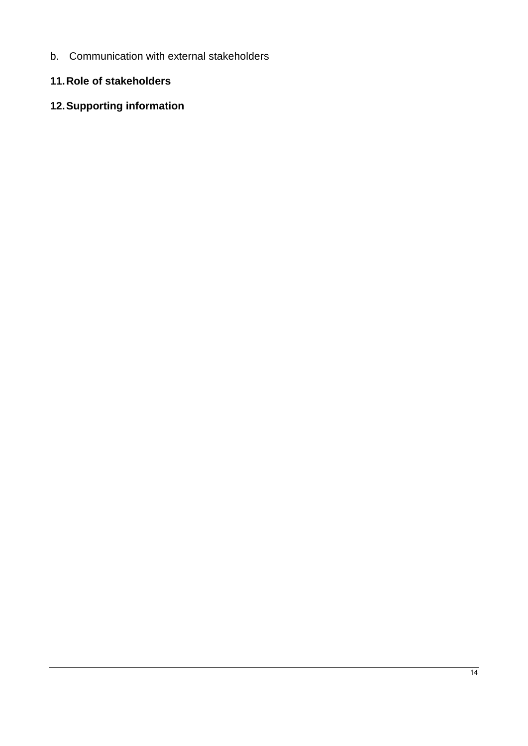b. Communication with external stakeholders

## 11. Role of stakeholders

## 12. Supporting information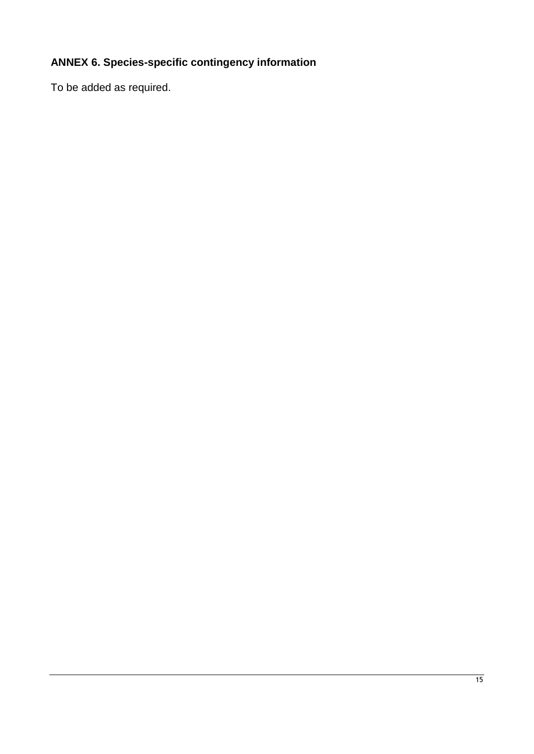## ANNEX 6. Species-specific contingency information

To be added as required.